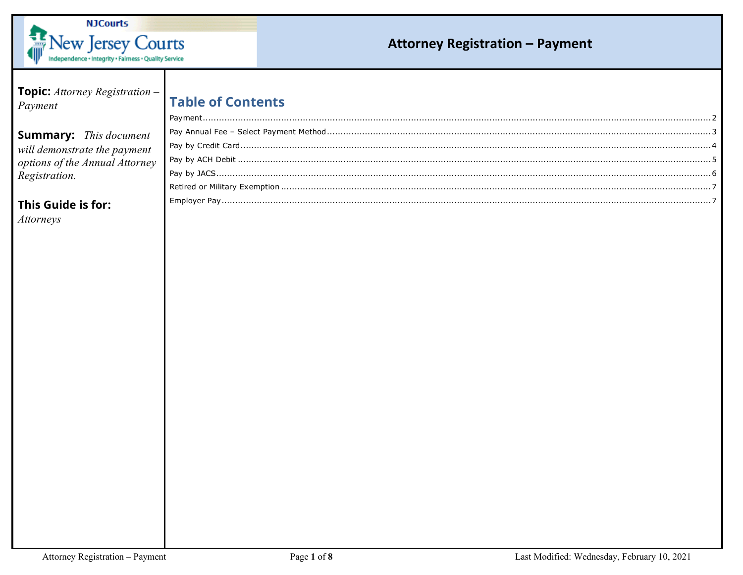# Attorney Registration – Payment

**Topic:** *Attorney Registration – Payment*

**Summary:** *This document will demonstrate the payment options of the Annual Attorney Registration.*

**This Guide is for:**
*Attorneys*

## Table of Contents

- Payment ........ 2
- Pay Annual Fee – Select Payment Method ........ 3
- Pay by Credit Card ........ 4
- Pay by ACH Debit ........ 5
- Pay by JACS ........ 6
- Retired or Military Exemption ........ 7
- Employer Pay ........ 7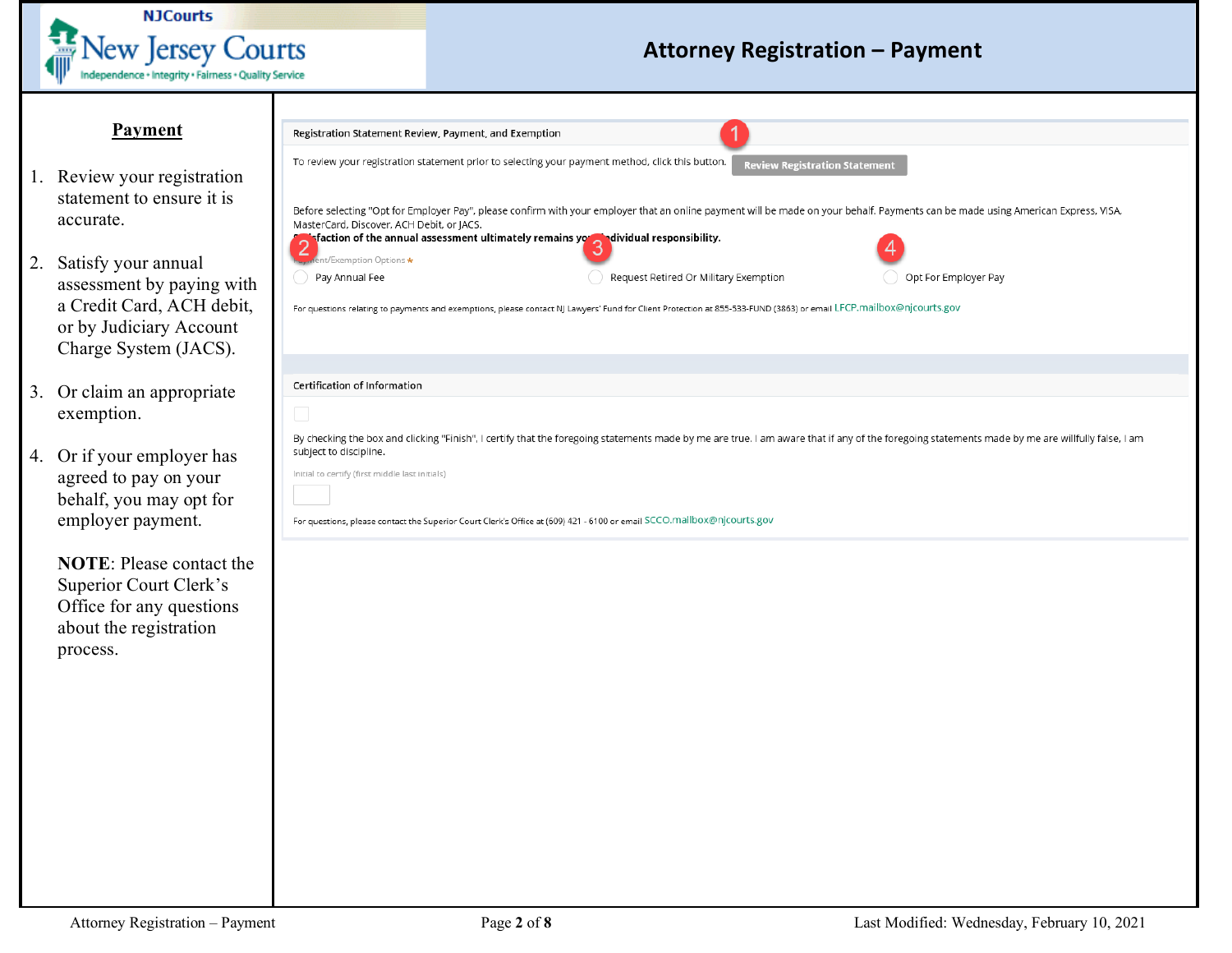# Attorney Registration – Payment

## Payment

1. Review your registration statement to ensure it is accurate.
2. Satisfy your annual assessment by paying with a Credit Card, ACH debit, or by Judiciary Account Charge System (JACS).
3. Or claim an appropriate exemption.
4. Or if your employer has agreed to pay on your behalf, you may opt for employer payment.

   **NOTE**: Please contact the Superior Court Clerk's Office for any questions about the registration process.

---

Registration Statement Review, Payment, and Exemption

(1) To review your registration statement prior to selecting your payment method, click this button. [Review Registration Statement]

Before selecting "Opt for Employer Pay", please confirm with your employer that an online payment will be made on your behalf. Payments can be made using American Express, VISA, MasterCard, Discover, ACH Debit, or JACS.

**Satisfaction of the annual assessment ultimately remains your individual responsibility.**

Payment/Exemption Options *

- (2) Pay Annual Fee
- (3) Request Retired Or Military Exemption
- (4) Opt For Employer Pay

For questions relating to payments and exemptions, please contact NJ Lawyers' Fund for Client Protection at 855-533-FUND (3863) or email LFCP.mailbox@njcourts.gov

Certification of Information

By checking the box and clicking "Finish", I certify that the foregoing statements made by me are true. I am aware that if any of the foregoing statements made by me are willfully false, I am subject to discipline.

Initial to certify (first middle last initials)

For questions, please contact the Superior Court Clerk's Office at (609) 421 - 6100 or email SCCO.mailbox@njcourts.gov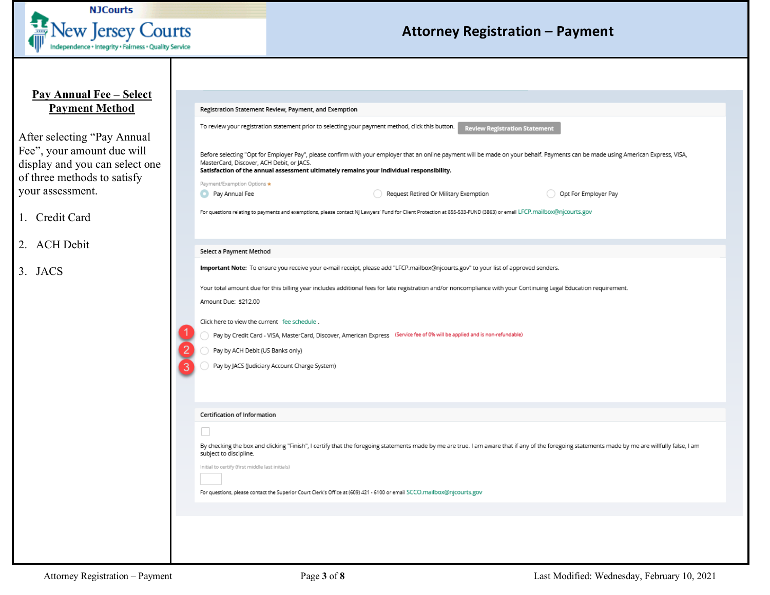## Pay Annual Fee – Select Payment Method

After selecting "Pay Annual Fee", your amount due will display and you can select one of three methods to satisfy your assessment.

1. Credit Card
2. ACH Debit
3. JACS

**Registration Statement Review, Payment, and Exemption**

To review your registration statement prior to selecting your payment method, click this button. **Review Registration Statement**

Before selecting "Opt for Employer Pay", please confirm with your employer that an online payment will be made on your behalf. Payments can be made using American Express, VISA, MasterCard, Discover, ACH Debit, or JACS.
**Satisfaction of the annual assessment ultimately remains your individual responsibility.**

Payment/Exemption Options *

- (selected) Pay Annual Fee
- Request Retired Or Military Exemption
- Opt For Employer Pay

For questions relating to payments and exemptions, please contact NJ Lawyers' Fund for Client Protection at 855-533-FUND (3863) or email LFCP.mailbox@njcourts.gov

**Select a Payment Method**

**Important Note:** To ensure you receive your e-mail receipt, please add "LFCP.mailbox@njcourts.gov" to your list of approved senders.

Your total amount due for this billing year includes additional fees for late registration and/or noncompliance with your Continuing Legal Education requirement.

Amount Due: $212.00

Click here to view the current fee schedule .

1. Pay by Credit Card - VISA, MasterCard, Discover, American Express (Service fee of 0% will be applied and is non-refundable)
2. Pay by ACH Debit (US Banks only)
3. Pay by JACS (Judiciary Account Charge System)

**Certification of Information**

By checking the box and clicking "Finish", I certify that the foregoing statements made by me are true. I am aware that if any of the foregoing statements made by me are willfully false, I am subject to discipline.

Initial to certify (first middle last initials)

For questions, please contact the Superior Court Clerk's Office at (609) 421 - 6100 or email SCCO.mailbox@njcourts.gov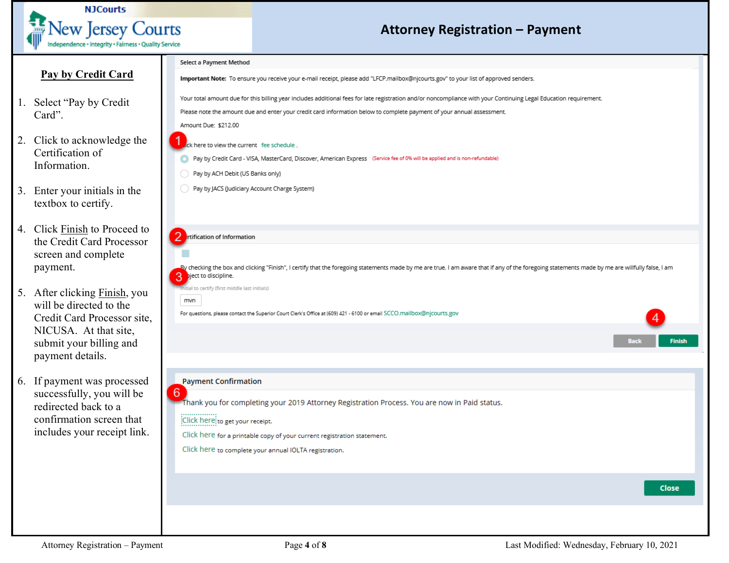# Attorney Registration – Payment

## Pay by Credit Card

1. Select "Pay by Credit Card".
2. Click to acknowledge the Certification of Information.
3. Enter your initials in the textbox to certify.
4. Click Finish to Proceed to the Credit Card Processor screen and complete payment.
5. After clicking Finish, you will be directed to the Credit Card Processor site, NICUSA. At that site, submit your billing and payment details.
6. If payment was processed successfully, you will be redirected back to a confirmation screen that includes your receipt link.

---

**Select a Payment Method**

**Important Note:** To ensure you receive your e-mail receipt, please add "LFCP.mailbox@njcourts.gov" to your list of approved senders.

Your total amount due for this billing year includes additional fees for late registration and/or noncompliance with your Continuing Legal Education requirement.

Please note the amount due and enter your credit card information below to complete payment of your annual assessment.

Amount Due: $212.00

(1) Click here to view the current fee schedule.

- Pay by Credit Card - VISA, MasterCard, Discover, American Express (Service fee of 0% will be applied and is non-refundable)
- Pay by ACH Debit (US Banks only)
- Pay by JACS (Judiciary Account Charge System)

(2) **Certification of Information**

By checking the box and clicking "Finish", I certify that the foregoing statements made by me are true. I am aware that if any of the foregoing statements made by me are willfully false, I am subject to discipline.

(3) Initial to certify (first middle last initials)

mvn

For questions, please contact the Superior Court Clerk's Office at (609) 421 - 6100 or email SCCO.mailbox@njcourts.gov

(4) Back | Finish

---

**Payment Confirmation**

(6) Thank you for completing your 2019 Attorney Registration Process. You are now in Paid status.

Click here to get your receipt.

Click here for a printable copy of your current registration statement.

Click here to complete your annual IOLTA registration.

Close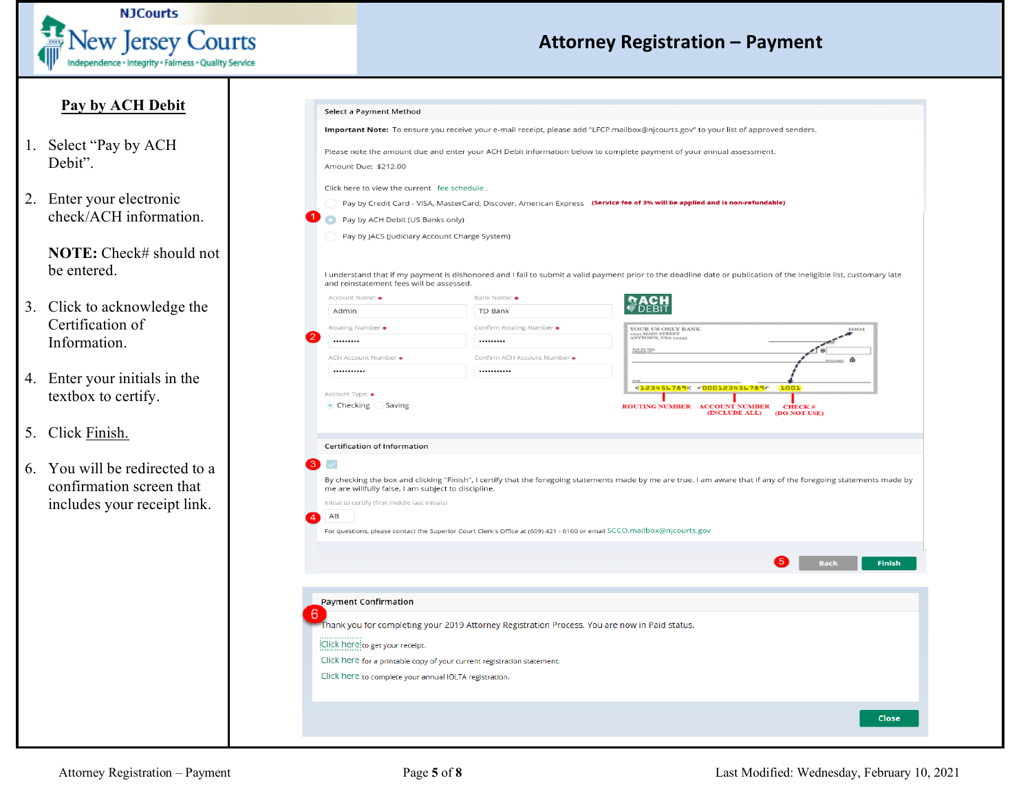# Attorney Registration – Payment

## Pay by ACH Debit

1. Select "Pay by ACH Debit".
2. Enter your electronic check/ACH information.

   **NOTE:** Check# should not be entered.
3. Click to acknowledge the Certification of Information.
4. Enter your initials in the textbox to certify.
5. Click Finish.
6. You will be redirected to a confirmation screen that includes your receipt link.

**Select a Payment Method**

**Important Note:** To ensure you receive your e-mail receipt, please add "LFCP.mailbox@njcourts.gov" to your list of approved senders.

Please note the amount due and enter your ACH Debit information below to complete payment of your annual assessment.

Amount Due: $212.00

Click here to view the current fee schedule.

- Pay by Credit Card - VISA, MasterCard, Discover, American Express **(Service fee of 3% will be applied and is non-refundable)**
- (1) Pay by ACH Debit (US Banks only)
- Pay by JACS (Judiciary Account Charge System)

I understand that if my payment is dishonored and I fail to submit a valid payment prior to the deadline date or publication of the ineligible list, customary late and reinstatement fees will be assessed.

(2)

Account Name: * Admin

Bank Name: * TD Bank

Routing Number * ·········

Confirm Routing Number * ·········

ACH Account Number * ···········

Confirm ACH Account Number * ···········

Account Type: * Checking / Saving

ACH DEBIT — ROUTING NUMBER; ACCOUNT NUMBER (INCLUDE ALL); CHECK # (DO NOT USE)

**Certification of Information**

(3) ☑

By checking the box and clicking "Finish", I certify that the foregoing statements made by me are true. I am aware that if any of the foregoing statements made by me are willfully false, I am subject to discipline.

(4) Initial to certify (first middle last initials): AB

For questions, please contact the Superior Court Clerk's Office at (609) 421 - 6100 or email SCCO.mailbox@njcourts.gov

(5) Back | Finish

**Payment Confirmation**

(6) Thank you for completing your 2019 Attorney Registration Process. You are now in Paid status.

Click here to get your receipt.

Click here for a printable copy of your current registration statement.

Click here to complete your annual IOLTA registration.

Close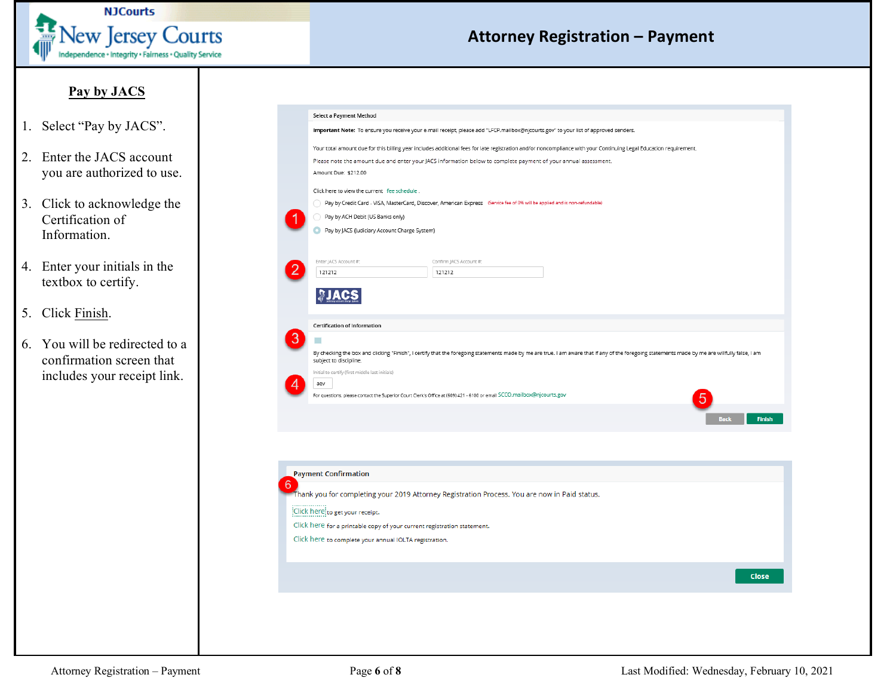# Attorney Registration – Payment

## Pay by JACS

1. Select "Pay by JACS".
2. Enter the JACS account you are authorized to use.
3. Click to acknowledge the Certification of Information.
4. Enter your initials in the textbox to certify.
5. Click Finish.
6. You will be redirected to a confirmation screen that includes your receipt link.

**Select a Payment Method**

**Important Note:** To ensure you receive your e-mail receipt, please add "LFCP.mailbox@njcourts.gov" to your list of approved senders.

Your total amount due for this billing year includes additional fees for late registration and/or noncompliance with your Continuing Legal Education requirement.

Please note the amount due and enter your JACS information below to complete payment of your annual assessment.

Amount Due: $212.00

Click here to view the current fee schedule.

1 ○ Pay by Credit Card - VISA, MasterCard, Discover, American Express (Service fee of 0% will be applied and is non-refundable)
○ Pay by ACH Debit (US Banks only)
◉ Pay by JACS (Judiciary Account Charge System)

2 Enter JACS Account #: 121212 Confirm JACS Account #: 121212

JACS

**Certification of Information**

3 ☐ By checking the box and clicking "Finish", I certify that the foregoing statements made by me are true. I am aware that if any of the foregoing statements made by me are willfully false, I am subject to discipline.

4 Initial to certify (first middle last initials): aev

For questions, please contact the Superior Court Clerk's Office at (609) 421 - 6100 or email SCCO.mailbox@njcourts.gov

5 Back | Finish

**Payment Confirmation**

6 Thank you for completing your 2019 Attorney Registration Process. You are now in Paid status.

Click here to get your receipt.

Click here for a printable copy of your current registration statement.

Click here to complete your annual IOLTA registration.

Close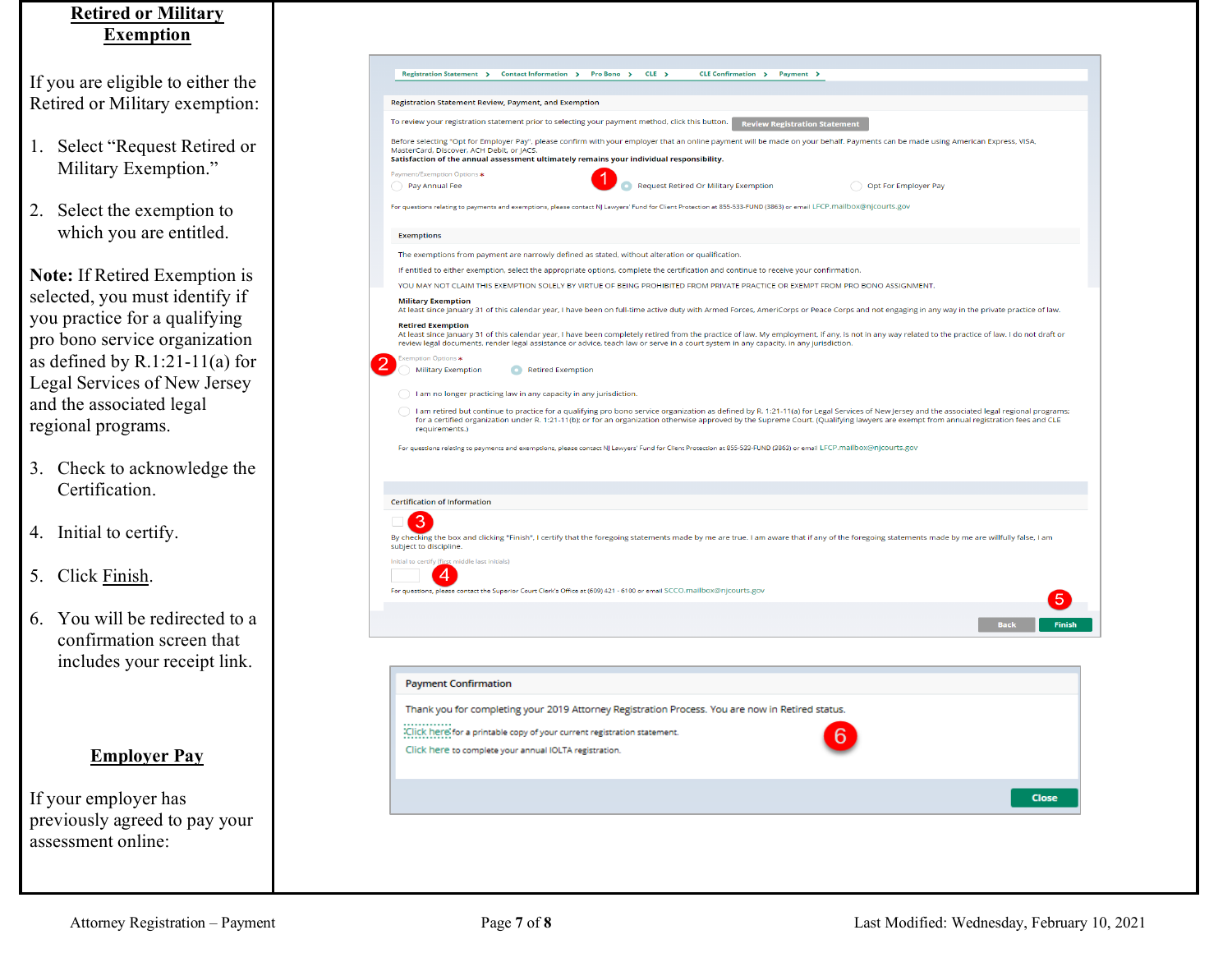## Retired or Military Exemption

If you are eligible to either the Retired or Military exemption:

1. Select "Request Retired or Military Exemption."
2. Select the exemption to which you are entitled.

**Note:** If Retired Exemption is selected, you must identify if you practice for a qualifying pro bono service organization as defined by R.1:21-11(a) for Legal Services of New Jersey and the associated legal regional programs.

3. Check to acknowledge the Certification.
4. Initial to certify.
5. Click Finish.
6. You will be redirected to a confirmation screen that includes your receipt link.

## Employer Pay

If your employer has previously agreed to pay your assessment online: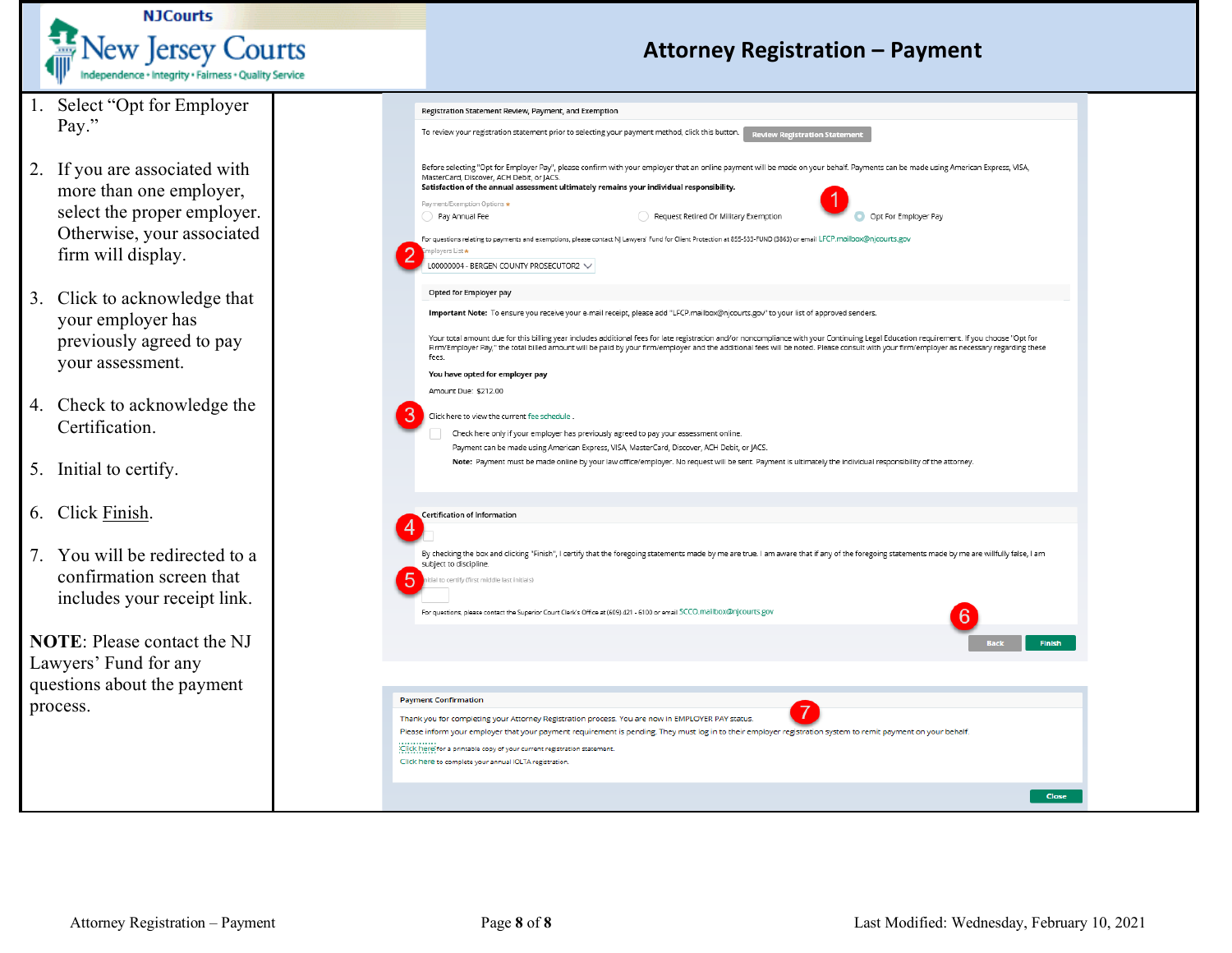# Attorney Registration – Payment

1. Select "Opt for Employer Pay."

2. If you are associated with more than one employer, select the proper employer. Otherwise, your associated firm will display.

3. Click to acknowledge that your employer has previously agreed to pay your assessment.

4. Check to acknowledge the Certification.

5. Initial to certify.

6. Click Finish.

7. You will be redirected to a confirmation screen that includes your receipt link.

**NOTE**: Please contact the NJ Lawyers' Fund for any questions about the payment process.

Registration Statement Review, Payment, and Exemption

To review your registration statement prior to selecting your payment method, click this button. Review Registration Statement

Before selecting "Opt for Employer Pay", please confirm with your employer that an online payment will be made on your behalf. Payments can be made using American Express, VISA, MasterCard, Discover, ACH Debit, or JACS.
**Satisfaction of the annual assessment ultimately remains your individual responsibility.**

Payment/Exemption Options *

Pay Annual Fee | Request Retired Or Military Exemption | Opt For Employer Pay

For questions relating to payments and exemptions, please contact NJ Lawyers' Fund for Client Protection at 855-533-FUND (3863) or email LFCP.mailbox@njcourts.gov

Employers List *

L00000004 - BERGEN COUNTY PROSECUTOR2

Opted for Employer pay

**Important Note:** To ensure you receive your e-mail receipt, please add "LFCP.mailbox@njcourts.gov" to your list of approved senders.

Your total amount due for this billing year includes additional fees for late registration and/or noncompliance with your Continuing Legal Education requirement. If you choose "Opt for Firm/Employer Pay," the total billed amount will be paid by your firm/employer and the additional fees will be noted. Please consult with your firm/employer as necessary regarding these fees.

**You have opted for employer pay**

Amount Due: $212.00

Click here to view the current fee schedule.

Check here only if your employer has previously agreed to pay your assessment online.
Payment can be made using American Express, VISA, MasterCard, Discover, ACH Debit, or JACS.
**Note:** Payment must be made online by your law office/employer. No request will be sent. Payment is ultimately the individual responsibility of the attorney.

Certification of Information

By checking the box and clicking "Finish", I certify that the foregoing statements made by me are true. I am aware that if any of the foregoing statements made by me are willfully false, I am subject to discipline.

Initial to certify (first middle last initials)

For questions, please contact the Superior Court Clerk's Office at (609) 421 - 6100 or email SCCO.mailbox@njcourts.gov

Back | Finish

Payment Confirmation

Thank you for completing your Attorney Registration process. You are now in EMPLOYER PAY status.
Please inform your employer that your payment requirement is pending. They must log in to their employer registration system to remit payment on your behalf.
Click here for a printable copy of your current registration statement.
Click here to complete your annual IOLTA registration.

Close